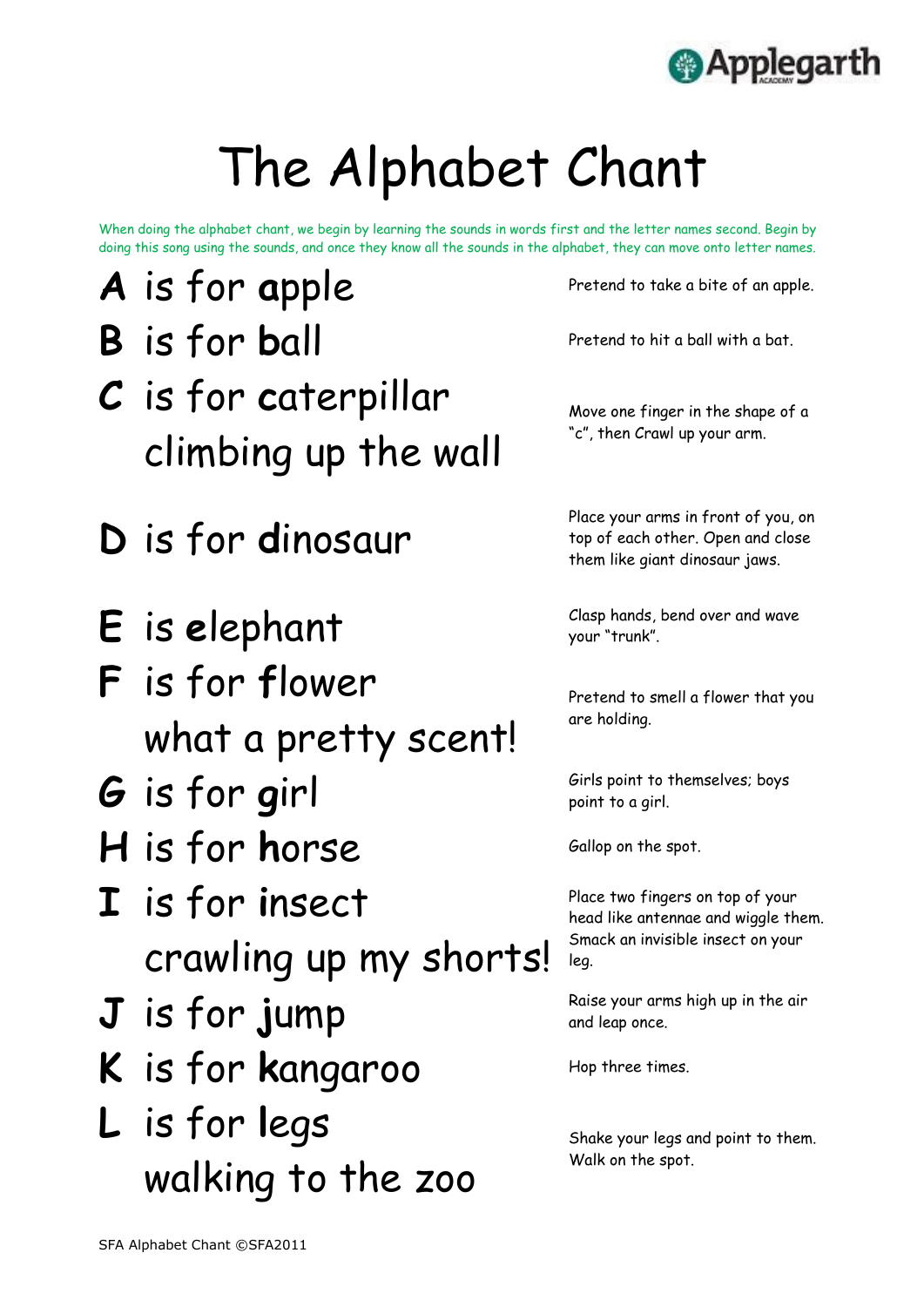# The Alphabet Chant

When doing the alphabet chant, we begin by learning the sounds in words first and the letter names second. Begin by doing this song using the sounds, and once they know all the sounds in the alphabet, they can move onto letter names.

| Chant | Action |
|---|---|
| **A** is for **a**pple | Pretend to take a bite of an apple. |
| **B** is for **b**all | Pretend to hit a ball with a bat. |
| **C** is for **c**aterpillar climbing up the wall | Move one finger in the shape of a "c", then Crawl up your arm. |
| **D** is for **d**inosaur | Place your arms in front of you, on top of each other. Open and close them like giant dinosaur jaws. |
| **E** is **e**lephant | Clasp hands, bend over and wave your "trunk". |
| **F** is for **f**lower what a pretty scent! | Pretend to smell a flower that you are holding. |
| **G** is for **g**irl | Girls point to themselves; boys point to a girl. |
| **H** is for **h**orse | Gallop on the spot. |
| **I** is for **i**nsect crawling up my shorts! | Place two fingers on top of your head like antennae and wiggle them. Smack an invisible insect on your leg. |
| **J** is for **j**ump | Raise your arms high up in the air and leap once. |
| **K** is for **k**angaroo | Hop three times. |
| **L** is for **l**egs walking to the zoo | Shake your legs and point to them. Walk on the spot. |

SFA Alphabet Chant ©SFA2011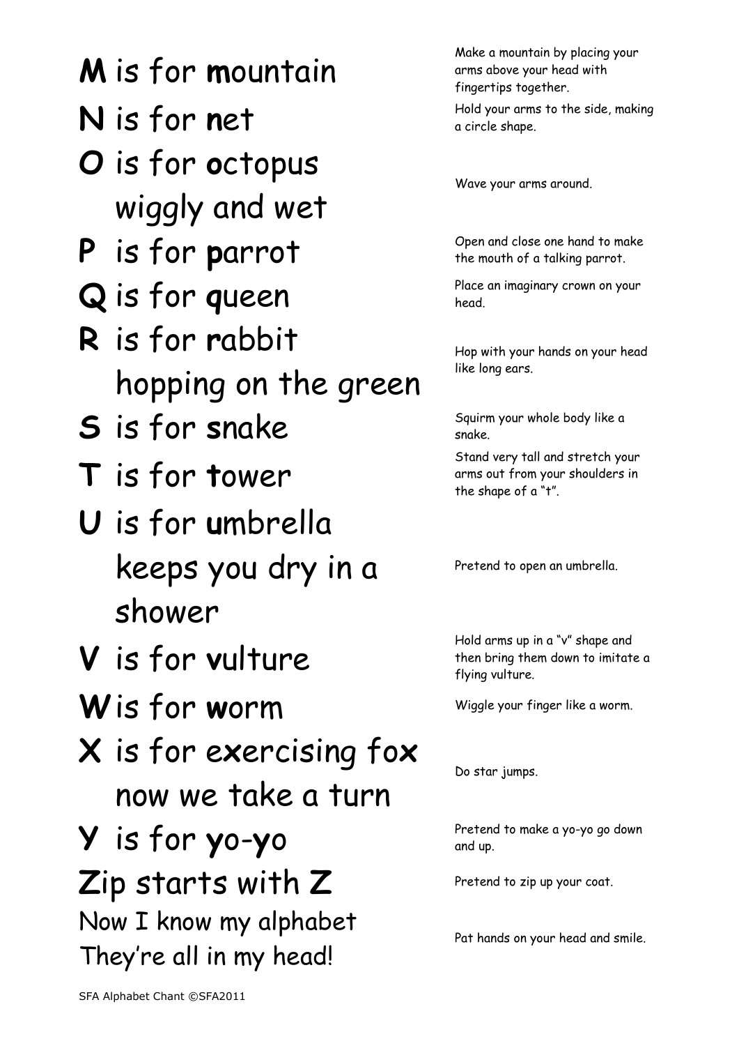| Chant | Action |
|---|---|
| **M** is for **m**ountain | Make a mountain by placing your arms above your head with fingertips together. |
| **N** is for **n**et | Hold your arms to the side, making a circle shape. |
| **O** is for **o**ctopus wiggly and wet | Wave your arms around. |
| **P** is for **p**arrot | Open and close one hand to make the mouth of a talking parrot. |
| **Q** is for **q**ueen | Place an imaginary crown on your head. |
| **R** is for **r**abbit hopping on the green | Hop with your hands on your head like long ears. |
| **S** is for **s**nake | Squirm your whole body like a snake. |
| **T** is for **t**ower | Stand very tall and stretch your arms out from your shoulders in the shape of a "t". |
| **U** is for **u**mbrella keeps you dry in a shower | Pretend to open an umbrella. |
| **V** is for **v**ulture | Hold arms up in a "v" shape and then bring them down to imitate a flying vulture. |
| **W** is for **w**orm | Wiggle your finger like a worm. |
| **X** is for e**x**ercising fo**x** now we take a turn | Do star jumps. |
| **Y** is for **y**o-**y**o | Pretend to make a yo-yo go down and up. |
| **Z**ip starts with **Z** | Pretend to zip up your coat. |
| Now I know my alphabet They're all in my head! | Pat hands on your head and smile. |

SFA Alphabet Chant ©SFA2011